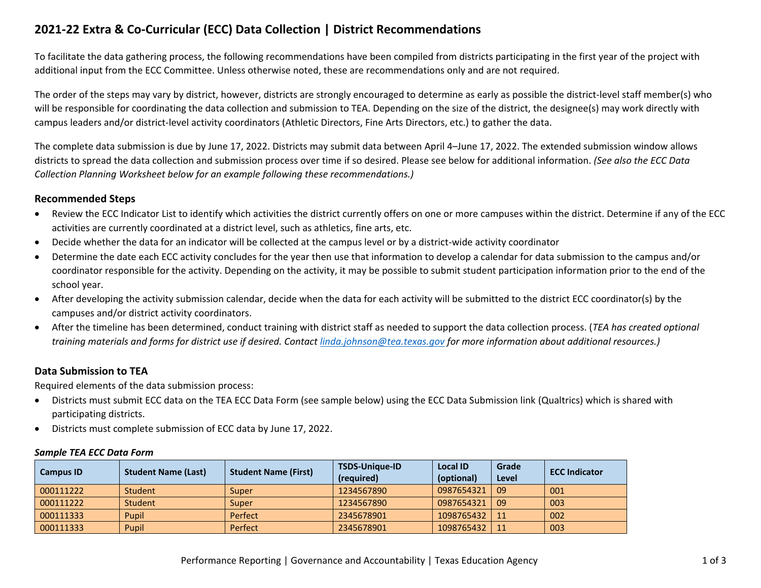# 2021-22 Extra & Co-Curricular (ECC) Data Collection | District Recommendations

To facilitate the data gathering process, the following recommendations have been compiled from districts participating in the first year of the project with additional input from the ECC Committee. Unless otherwise noted, these are recommendations only and are not required.

The order of the steps may vary by district, however, districts are strongly encouraged to determine as early as possible the district-level staff member(s) who will be responsible for coordinating the data collection and submission to TEA. Depending on the size of the district, the designee(s) may work directly with campus leaders and/or district-level activity coordinators (Athletic Directors, Fine Arts Directors, etc.) to gather the data.

The complete data submission is due by June 17, 2022. Districts may submit data between April 4–June 17, 2022. The extended submission window allows districts to spread the data collection and submission process over time if so desired. Please see below for additional information. *(See also the ECC Data Collection Planning Worksheet below for an example following these recommendations.)*

## Recommended Steps

- Review the ECC Indicator List to identify which activities the district currently offers on one or more campuses within the district. Determine if any of the ECC activities are currently coordinated at a district level, such as athletics, fine arts, etc.
- Decide whether the data for an indicator will be collected at the campus level or by a district-wide activity coordinator
- Determine the date each ECC activity concludes for the year then use that information to develop a calendar for data submission to the campus and/or coordinator responsible for the activity. Depending on the activity, it may be possible to submit student participation information prior to the end of the school year.
- After developing the activity submission calendar, decide when the data for each activity will be submitted to the district ECC coordinator(s) by the campuses and/or district activity coordinators.
- After the timeline has been determined, conduct training with district staff as needed to support the data collection process. (*TEA has created optional training materials and forms for district use if desired. Contact linda.johnson@tea.texas.gov for more information about additional resources.)*

## Data Submission to TEA

Required elements of the data submission process:

- Districts must submit ECC data on the TEA ECC Data Form (see sample below) using the ECC Data Submission link (Qualtrics) which is shared with participating districts.
- Districts must complete submission of ECC data by June 17, 2022.

***Sample TEA ECC Data Form***

| Campus ID | Student Name (Last) | Student Name (First) | TSDS-Unique-ID (required) | Local ID (optional) | Grade Level | ECC Indicator |
|---|---|---|---|---|---|---|
| 000111222 | Student | Super | 1234567890 | 0987654321 | 09 | 001 |
| 000111222 | Student | Super | 1234567890 | 0987654321 | 09 | 003 |
| 000111333 | Pupil | Perfect | 2345678901 | 1098765432 | 11 | 002 |
| 000111333 | Pupil | Perfect | 2345678901 | 1098765432 | 11 | 003 |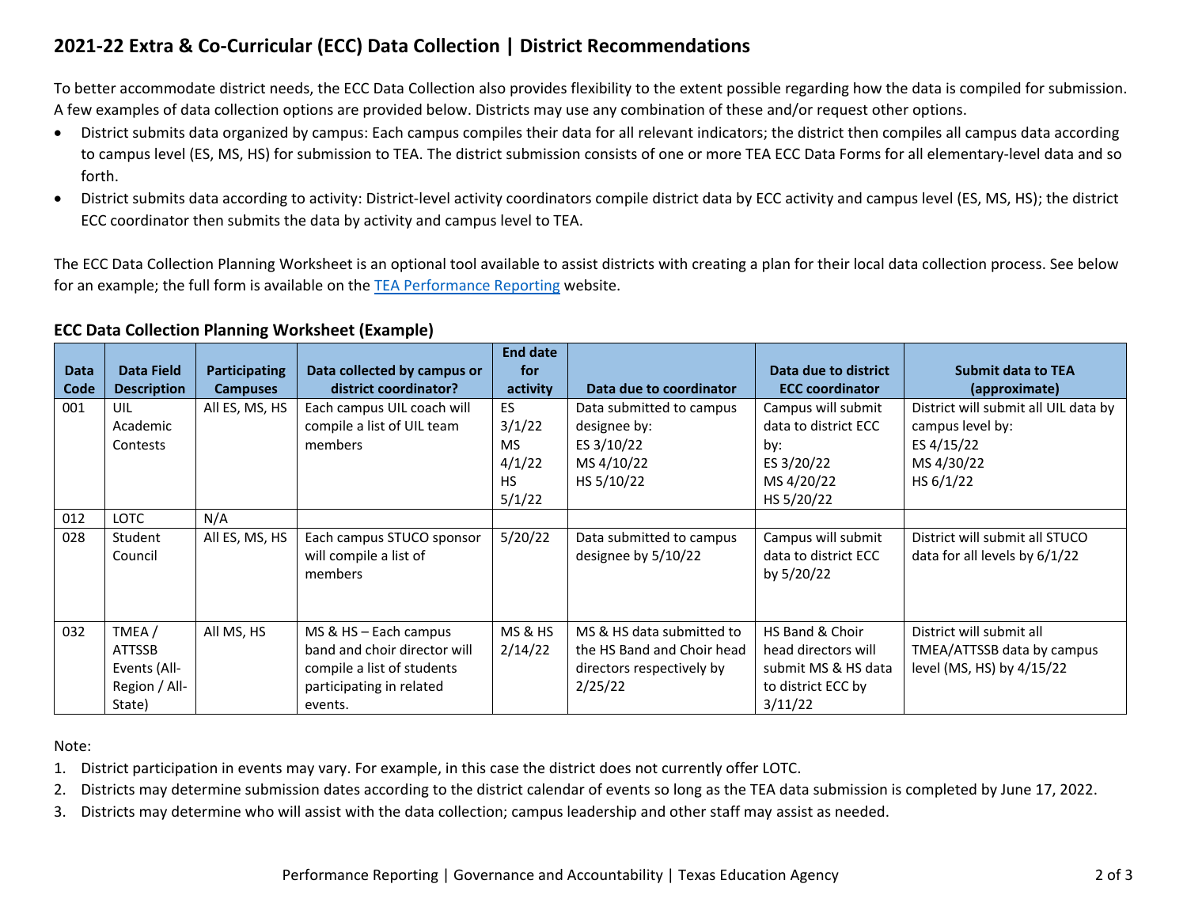# 2021-22 Extra & Co-Curricular (ECC) Data Collection | District Recommendations

To better accommodate district needs, the ECC Data Collection also provides flexibility to the extent possible regarding how the data is compiled for submission. A few examples of data collection options are provided below. Districts may use any combination of these and/or request other options.

- District submits data organized by campus: Each campus compiles their data for all relevant indicators; the district then compiles all campus data according to campus level (ES, MS, HS) for submission to TEA. The district submission consists of one or more TEA ECC Data Forms for all elementary-level data and so forth.
- District submits data according to activity: District-level activity coordinators compile district data by ECC activity and campus level (ES, MS, HS); the district ECC coordinator then submits the data by activity and campus level to TEA.

The ECC Data Collection Planning Worksheet is an optional tool available to assist districts with creating a plan for their local data collection process. See below for an example; the full form is available on the [TEA Performance Reporting](#) website.

### ECC Data Collection Planning Worksheet (Example)

| Data Code | Data Field Description | Participating Campuses | Data collected by campus or district coordinator? | End date for activity | Data due to coordinator | Data due to district ECC coordinator | Submit data to TEA (approximate) |
|---|---|---|---|---|---|---|---|
| 001 | UIL Academic Contests | All ES, MS, HS | Each campus UIL coach will compile a list of UIL team members | ES 3/1/22<br>MS 4/1/22<br>HS 5/1/22 | Data submitted to campus designee by:<br>ES 3/10/22<br>MS 4/10/22<br>HS 5/10/22 | Campus will submit data to district ECC by:<br>ES 3/20/22<br>MS 4/20/22<br>HS 5/20/22 | District will submit all UIL data by campus level by:<br>ES 4/15/22<br>MS 4/30/22<br>HS 6/1/22 |
| 012 | LOTC | N/A | | | | | |
| 028 | Student Council | All ES, MS, HS | Each campus STUCO sponsor will compile a list of members | 5/20/22 | Data submitted to campus designee by 5/10/22 | Campus will submit data to district ECC by 5/20/22 | District will submit all STUCO data for all levels by 6/1/22 |
| 032 | TMEA / ATTSSB Events (All-Region / All-State) | All MS, HS | MS & HS – Each campus band and choir director will compile a list of students participating in related events. | MS & HS 2/14/22 | MS & HS data submitted to the HS Band and Choir head directors respectively by 2/25/22 | HS Band & Choir head directors will submit MS & HS data to district ECC by 3/11/22 | District will submit all TMEA/ATTSSB data by campus level (MS, HS) by 4/15/22 |

Note:

1. District participation in events may vary. For example, in this case the district does not currently offer LOTC.
2. Districts may determine submission dates according to the district calendar of events so long as the TEA data submission is completed by June 17, 2022.
3. Districts may determine who will assist with the data collection; campus leadership and other staff may assist as needed.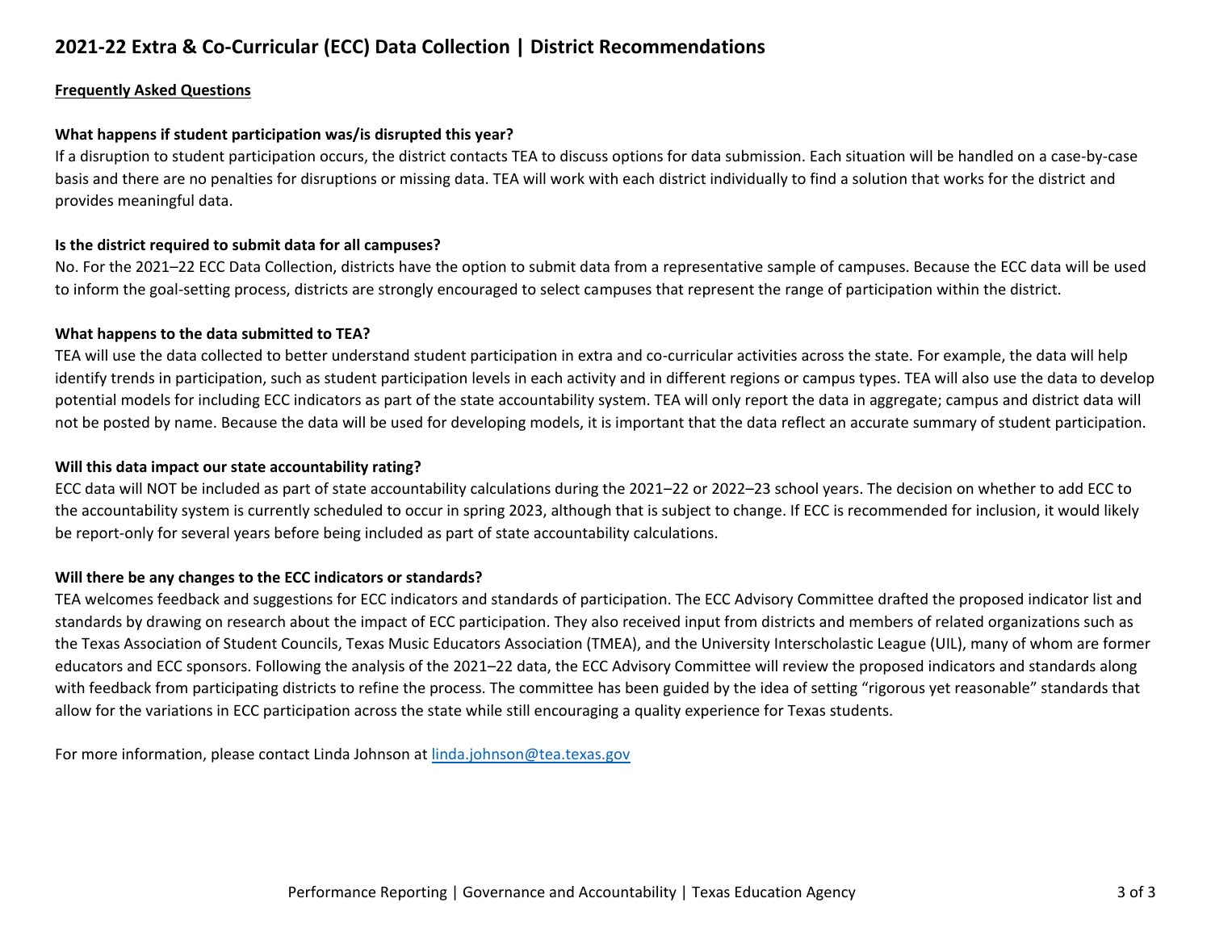# 2021-22 Extra & Co-Curricular (ECC) Data Collection | District Recommendations

## Frequently Asked Questions

### What happens if student participation was/is disrupted this year?

If a disruption to student participation occurs, the district contacts TEA to discuss options for data submission. Each situation will be handled on a case-by-case basis and there are no penalties for disruptions or missing data. TEA will work with each district individually to find a solution that works for the district and provides meaningful data.

### Is the district required to submit data for all campuses?

No. For the 2021–22 ECC Data Collection, districts have the option to submit data from a representative sample of campuses. Because the ECC data will be used to inform the goal-setting process, districts are strongly encouraged to select campuses that represent the range of participation within the district.

### What happens to the data submitted to TEA?

TEA will use the data collected to better understand student participation in extra and co-curricular activities across the state. For example, the data will help identify trends in participation, such as student participation levels in each activity and in different regions or campus types. TEA will also use the data to develop potential models for including ECC indicators as part of the state accountability system. TEA will only report the data in aggregate; campus and district data will not be posted by name. Because the data will be used for developing models, it is important that the data reflect an accurate summary of student participation.

### Will this data impact our state accountability rating?

ECC data will NOT be included as part of state accountability calculations during the 2021–22 or 2022–23 school years. The decision on whether to add ECC to the accountability system is currently scheduled to occur in spring 2023, although that is subject to change. If ECC is recommended for inclusion, it would likely be report-only for several years before being included as part of state accountability calculations.

### Will there be any changes to the ECC indicators or standards?

TEA welcomes feedback and suggestions for ECC indicators and standards of participation. The ECC Advisory Committee drafted the proposed indicator list and standards by drawing on research about the impact of ECC participation. They also received input from districts and members of related organizations such as the Texas Association of Student Councils, Texas Music Educators Association (TMEA), and the University Interscholastic League (UIL), many of whom are former educators and ECC sponsors. Following the analysis of the 2021–22 data, the ECC Advisory Committee will review the proposed indicators and standards along with feedback from participating districts to refine the process. The committee has been guided by the idea of setting "rigorous yet reasonable" standards that allow for the variations in ECC participation across the state while still encouraging a quality experience for Texas students.

For more information, please contact Linda Johnson at [linda.johnson@tea.texas.gov](mailto:linda.johnson@tea.texas.gov)